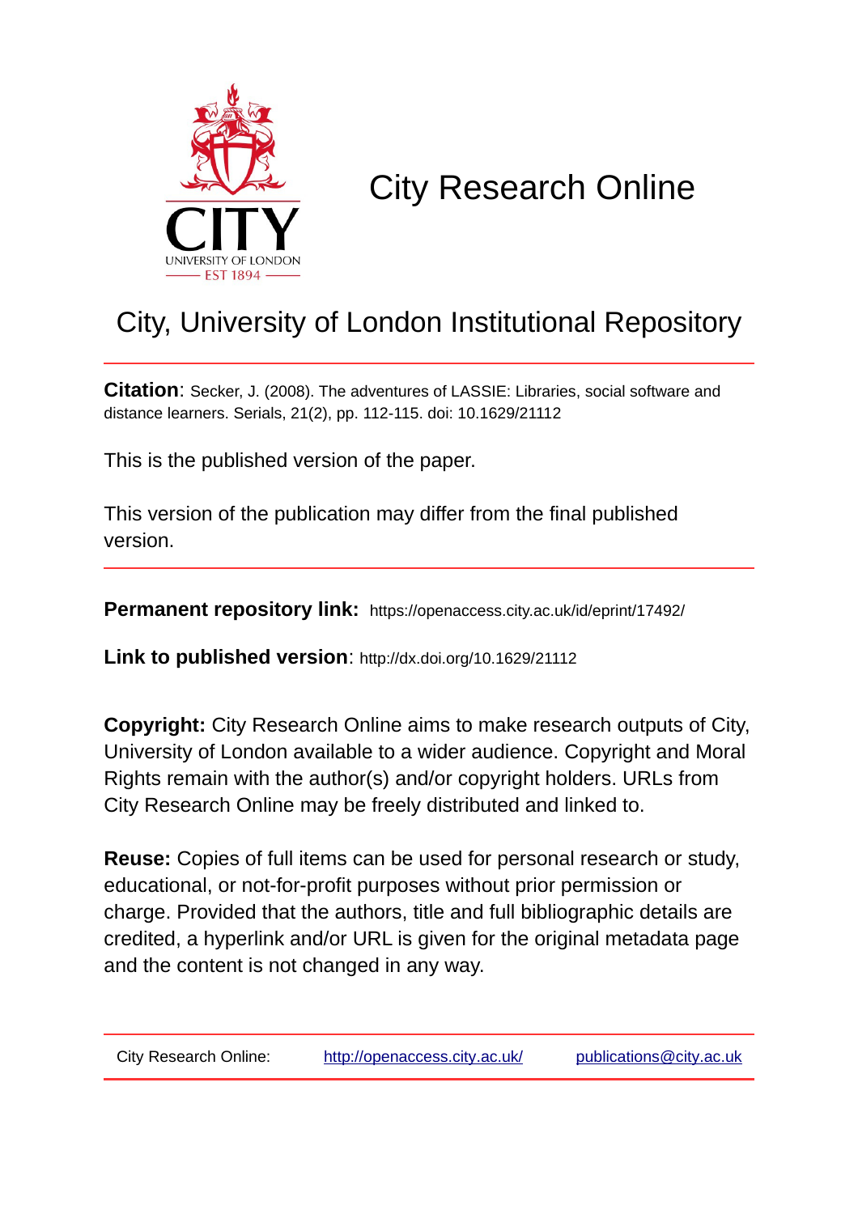# City Research Online

## City, University of London Institutional Repository

**Citation**: Secker, J. (2008). The adventures of LASSIE: Libraries, social software and distance learners. Serials, 21(2), pp. 112-115. doi: 10.1629/21112

This is the published version of the paper.

This version of the publication may differ from the final published version.

**Permanent repository link:** https://openaccess.city.ac.uk/id/eprint/17492/

**Link to published version**: http://dx.doi.org/10.1629/21112

**Copyright:** City Research Online aims to make research outputs of City, University of London available to a wider audience. Copyright and Moral Rights remain with the author(s) and/or copyright holders. URLs from City Research Online may be freely distributed and linked to.

**Reuse:** Copies of full items can be used for personal research or study, educational, or not-for-profit purposes without prior permission or charge. Provided that the authors, title and full bibliographic details are credited, a hyperlink and/or URL is given for the original metadata page and the content is not changed in any way.

City Research Online: http://openaccess.city.ac.uk/ publications@city.ac.uk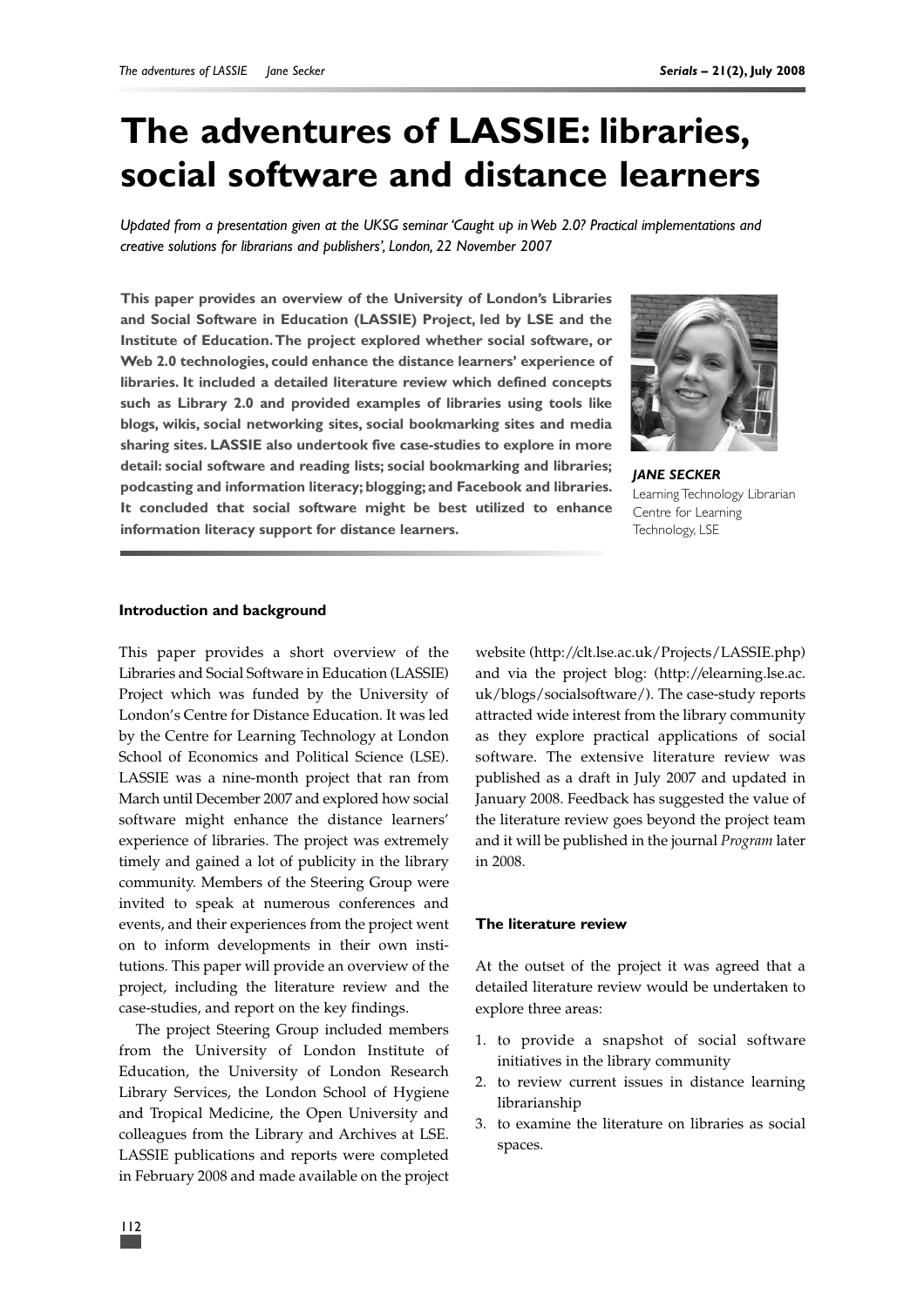# The adventures of LASSIE: libraries, social software and distance learners

*Updated from a presentation given at the UKSG seminar 'Caught up in Web 2.0? Practical implementations and creative solutions for librarians and publishers', London, 22 November 2007*

**This paper provides an overview of the University of London's Libraries and Social Software in Education (LASSIE) Project, led by LSE and the Institute of Education. The project explored whether social software, or Web 2.0 technologies, could enhance the distance learners' experience of libraries. It included a detailed literature review which defined concepts such as Library 2.0 and provided examples of libraries using tools like blogs, wikis, social networking sites, social bookmarking sites and media sharing sites. LASSIE also undertook five case-studies to explore in more detail: social software and reading lists; social bookmarking and libraries; podcasting and information literacy; blogging; and Facebook and libraries. It concluded that social software might be best utilized to enhance information literacy support for distance learners.**

***JANE SECKER***
Learning Technology Librarian
Centre for Learning Technology, LSE

#### Introduction and background

This paper provides a short overview of the Libraries and Social Software in Education (LASSIE) Project which was funded by the University of London's Centre for Distance Education. It was led by the Centre for Learning Technology at London School of Economics and Political Science (LSE). LASSIE was a nine-month project that ran from March until December 2007 and explored how social software might enhance the distance learners' experience of libraries. The project was extremely timely and gained a lot of publicity in the library community. Members of the Steering Group were invited to speak at numerous conferences and events, and their experiences from the project went on to inform developments in their own institutions. This paper will provide an overview of the project, including the literature review and the case-studies, and report on the key findings.

The project Steering Group included members from the University of London Institute of Education, the University of London Research Library Services, the London School of Hygiene and Tropical Medicine, the Open University and colleagues from the Library and Archives at LSE. LASSIE publications and reports were completed in February 2008 and made available on the project website (http://clt.lse.ac.uk/Projects/LASSIE.php) and via the project blog: (http://elearning.lse.ac.uk/blogs/socialsoftware/). The case-study reports attracted wide interest from the library community as they explore practical applications of social software. The extensive literature review was published as a draft in July 2007 and updated in January 2008. Feedback has suggested the value of the literature review goes beyond the project team and it will be published in the journal *Program* later in 2008.

#### The literature review

At the outset of the project it was agreed that a detailed literature review would be undertaken to explore three areas:

1. to provide a snapshot of social software initiatives in the library community
2. to review current issues in distance learning librarianship
3. to examine the literature on libraries as social spaces.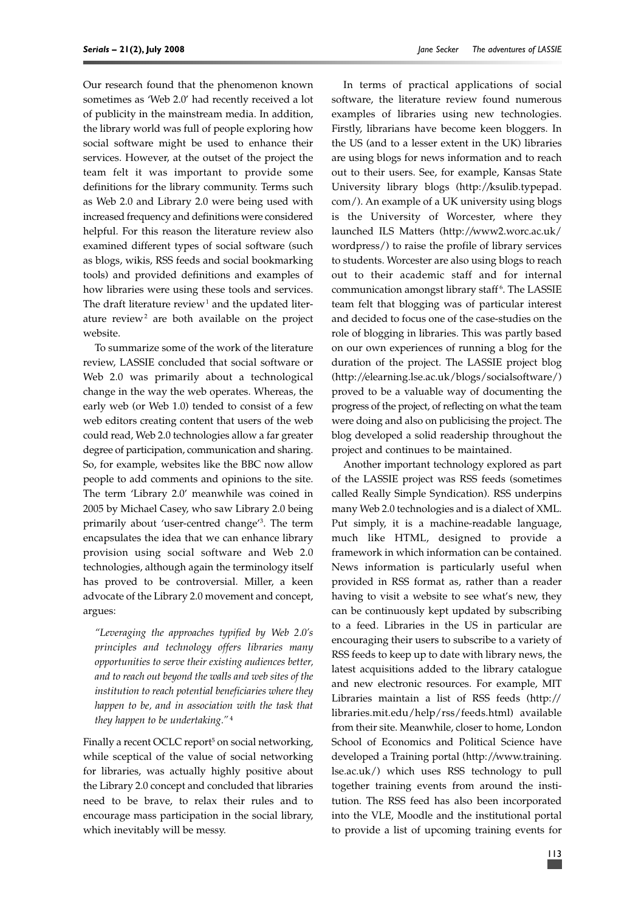Our research found that the phenomenon known sometimes as 'Web 2.0' had recently received a lot of publicity in the mainstream media. In addition, the library world was full of people exploring how social software might be used to enhance their services. However, at the outset of the project the team felt it was important to provide some definitions for the library community. Terms such as Web 2.0 and Library 2.0 were being used with increased frequency and definitions were considered helpful. For this reason the literature review also examined different types of social software (such as blogs, wikis, RSS feeds and social bookmarking tools) and provided definitions and examples of how libraries were using these tools and services. The draft literature review[1] and the updated literature review[2] are both available on the project website.

To summarize some of the work of the literature review, LASSIE concluded that social software or Web 2.0 was primarily about a technological change in the way the web operates. Whereas, the early web (or Web 1.0) tended to consist of a few web editors creating content that users of the web could read, Web 2.0 technologies allow a far greater degree of participation, communication and sharing. So, for example, websites like the BBC now allow people to add comments and opinions to the site. The term 'Library 2.0' meanwhile was coined in 2005 by Michael Casey, who saw Library 2.0 being primarily about 'user-centred change'[3]. The term encapsulates the idea that we can enhance library provision using social software and Web 2.0 technologies, although again the terminology itself has proved to be controversial. Miller, a keen advocate of the Library 2.0 movement and concept, argues:

> *"Leveraging the approaches typified by Web 2.0's principles and technology offers libraries many opportunities to serve their existing audiences better, and to reach out beyond the walls and web sites of the institution to reach potential beneficiaries where they happen to be, and in association with the task that they happen to be undertaking."*[4]

Finally a recent OCLC report[5] on social networking, while sceptical of the value of social networking for libraries, was actually highly positive about the Library 2.0 concept and concluded that libraries need to be brave, to relax their rules and to encourage mass participation in the social library, which inevitably will be messy.

In terms of practical applications of social software, the literature review found numerous examples of libraries using new technologies. Firstly, librarians have become keen bloggers. In the US (and to a lesser extent in the UK) libraries are using blogs for news information and to reach out to their users. See, for example, Kansas State University library blogs (http://ksulib.typepad.com/). An example of a UK university using blogs is the University of Worcester, where they launched ILS Matters (http://www2.worc.ac.uk/wordpress/) to raise the profile of library services to students. Worcester are also using blogs to reach out to their academic staff and for internal communication amongst library staff[6]. The LASSIE team felt that blogging was of particular interest and decided to focus one of the case-studies on the role of blogging in libraries. This was partly based on our own experiences of running a blog for the duration of the project. The LASSIE project blog (http://elearning.lse.ac.uk/blogs/socialsoftware/) proved to be a valuable way of documenting the progress of the project, of reflecting on what the team were doing and also on publicising the project. The blog developed a solid readership throughout the project and continues to be maintained.

Another important technology explored as part of the LASSIE project was RSS feeds (sometimes called Really Simple Syndication). RSS underpins many Web 2.0 technologies and is a dialect of XML. Put simply, it is a machine-readable language, much like HTML, designed to provide a framework in which information can be contained. News information is particularly useful when provided in RSS format as, rather than a reader having to visit a website to see what's new, they can be continuously kept updated by subscribing to a feed. Libraries in the US in particular are encouraging their users to subscribe to a variety of RSS feeds to keep up to date with library news, the latest acquisitions added to the library catalogue and new electronic resources. For example, MIT Libraries maintain a list of RSS feeds (http://libraries.mit.edu/help/rss/feeds.html) available from their site. Meanwhile, closer to home, London School of Economics and Political Science have developed a Training portal (http://www.training.lse.ac.uk/) which uses RSS technology to pull together training events from around the institution. The RSS feed has also been incorporated into the VLE, Moodle and the institutional portal to provide a list of upcoming training events for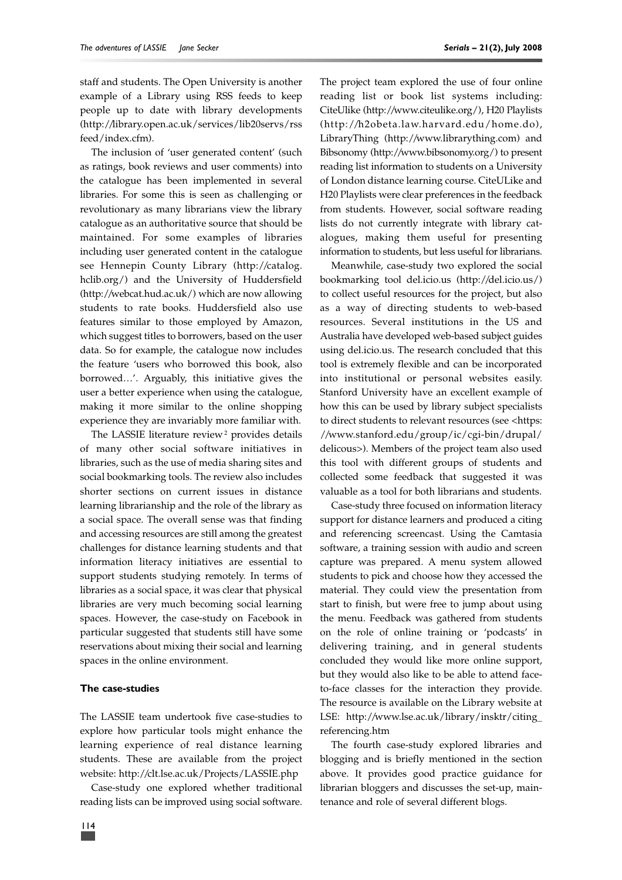staff and students. The Open University is another example of a Library using RSS feeds to keep people up to date with library developments (http://library.open.ac.uk/services/lib20servs/rssfeed/index.cfm).

The inclusion of 'user generated content' (such as ratings, book reviews and user comments) into the catalogue has been implemented in several libraries. For some this is seen as challenging or revolutionary as many librarians view the library catalogue as an authoritative source that should be maintained. For some examples of libraries including user generated content in the catalogue see Hennepin County Library (http://catalog.hclib.org/) and the University of Huddersfield (http://webcat.hud.ac.uk/) which are now allowing students to rate books. Huddersfield also use features similar to those employed by Amazon, which suggest titles to borrowers, based on the user data. So for example, the catalogue now includes the feature 'users who borrowed this book, also borrowed…'. Arguably, this initiative gives the user a better experience when using the catalogue, making it more similar to the online shopping experience they are invariably more familiar with.

The LASSIE literature review[2] provides details of many other social software initiatives in libraries, such as the use of media sharing sites and social bookmarking tools. The review also includes shorter sections on current issues in distance learning librarianship and the role of the library as a social space. The overall sense was that finding and accessing resources are still among the greatest challenges for distance learning students and that information literacy initiatives are essential to support students studying remotely. In terms of libraries as a social space, it was clear that physical libraries are very much becoming social learning spaces. However, the case-study on Facebook in particular suggested that students still have some reservations about mixing their social and learning spaces in the online environment.

### The case-studies

The LASSIE team undertook five case-studies to explore how particular tools might enhance the learning experience of real distance learning students. These are available from the project website: http://clt.lse.ac.uk/Projects/LASSIE.php

Case-study one explored whether traditional reading lists can be improved using social software. The project team explored the use of four online reading list or book list systems including: CiteUlike (http://www.citeulike.org/), H20 Playlists (http://h2obeta.law.harvard.edu/home.do), LibraryThing (http://www.librarything.com) and Bibsonomy (http://www.bibsonomy.org/) to present reading list information to students on a University of London distance learning course. CiteULike and H20 Playlists were clear preferences in the feedback from students. However, social software reading lists do not currently integrate with library catalogues, making them useful for presenting information to students, but less useful for librarians.

Meanwhile, case-study two explored the social bookmarking tool del.icio.us (http://del.icio.us/) to collect useful resources for the project, but also as a way of directing students to web-based resources. Several institutions in the US and Australia have developed web-based subject guides using del.icio.us. The research concluded that this tool is extremely flexible and can be incorporated into institutional or personal websites easily. Stanford University have an excellent example of how this can be used by library subject specialists to direct students to relevant resources (see <https://www.stanford.edu/group/ic/cgi-bin/drupal/delicous>). Members of the project team also used this tool with different groups of students and collected some feedback that suggested it was valuable as a tool for both librarians and students.

Case-study three focused on information literacy support for distance learners and produced a citing and referencing screencast. Using the Camtasia software, a training session with audio and screen capture was prepared. A menu system allowed students to pick and choose how they accessed the material. They could view the presentation from start to finish, but were free to jump about using the menu. Feedback was gathered from students on the role of online training or 'podcasts' in delivering training, and in general students concluded they would like more online support, but they would also like to be able to attend face-to-face classes for the interaction they provide. The resource is available on the Library website at LSE: http://www.lse.ac.uk/library/insktr/citing_referencing.htm

The fourth case-study explored libraries and blogging and is briefly mentioned in the section above. It provides good practice guidance for librarian bloggers and discusses the set-up, maintenance and role of several different blogs.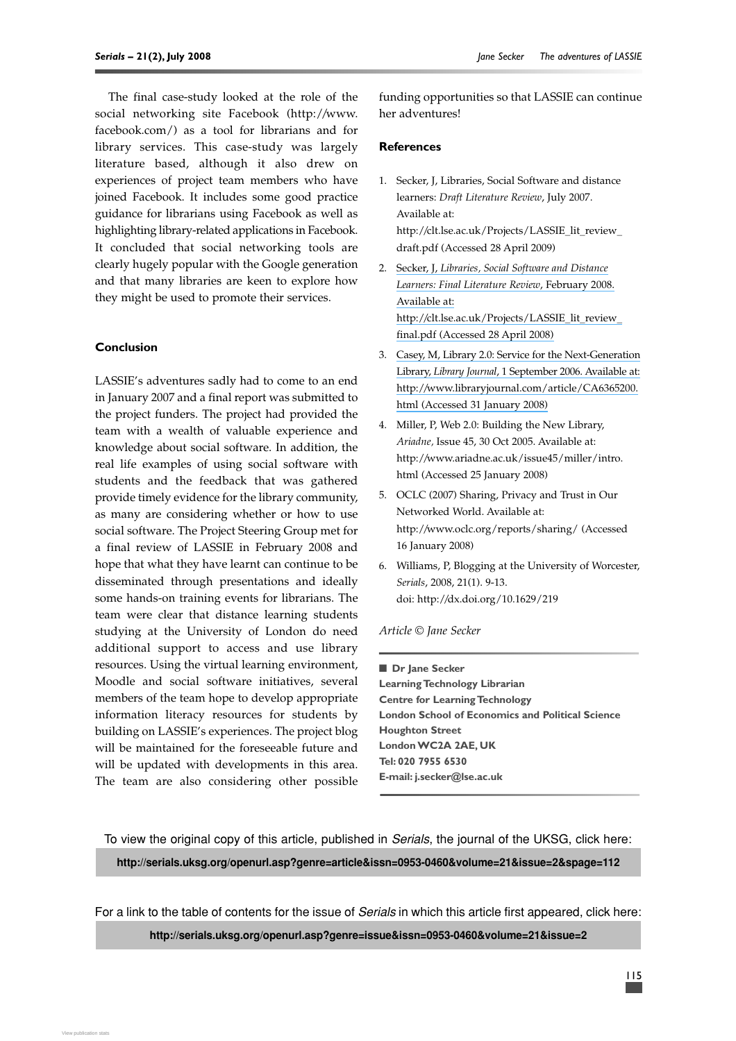The final case-study looked at the role of the social networking site Facebook (http://www.facebook.com/) as a tool for librarians and for library services. This case-study was largely literature based, although it also drew on experiences of project team members who have joined Facebook. It includes some good practice guidance for librarians using Facebook as well as highlighting library-related applications in Facebook. It concluded that social networking tools are clearly hugely popular with the Google generation and that many libraries are keen to explore how they might be used to promote their services.

## Conclusion

LASSIE's adventures sadly had to come to an end in January 2007 and a final report was submitted to the project funders. The project had provided the team with a wealth of valuable experience and knowledge about social software. In addition, the real life examples of using social software with students and the feedback that was gathered provide timely evidence for the library community, as many are considering whether or how to use social software. The Project Steering Group met for a final review of LASSIE in February 2008 and hope that what they have learnt can continue to be disseminated through presentations and ideally some hands-on training events for librarians. The team were clear that distance learning students studying at the University of London do need additional support to access and use library resources. Using the virtual learning environment, Moodle and social software initiatives, several members of the team hope to develop appropriate information literacy resources for students by building on LASSIE's experiences. The project blog will be maintained for the foreseeable future and will be updated with developments in this area. The team are also considering other possible funding opportunities so that LASSIE can continue her adventures!

## References

1. Secker, J, Libraries, Social Software and distance learners: *Draft Literature Review*, July 2007. Available at: http://clt.lse.ac.uk/Projects/LASSIE_lit_review_draft.pdf (Accessed 28 April 2009)
2. Secker, J, *Libraries, Social Software and Distance Learners: Final Literature Review*, February 2008. Available at: http://clt.lse.ac.uk/Projects/LASSIE_lit_review_final.pdf (Accessed 28 April 2008)
3. Casey, M, Library 2.0: Service for the Next-Generation Library, *Library Journal*, 1 September 2006. Available at: http://www.libraryjournal.com/article/CA6365200.html (Accessed 31 January 2008)
4. Miller, P, Web 2.0: Building the New Library, *Ariadne,* Issue 45, 30 Oct 2005. Available at: http://www.ariadne.ac.uk/issue45/miller/intro.html (Accessed 25 January 2008)
5. OCLC (2007) Sharing, Privacy and Trust in Our Networked World. Available at: http://www.oclc.org/reports/sharing/ (Accessed 16 January 2008)
6. Williams, P, Blogging at the University of Worcester, *Serials*, 2008, 21(1). 9-13. doi: http://dx.doi.org/10.1629/219

*Article © Jane Secker*

**Dr Jane Secker**
**Learning Technology Librarian**
**Centre for Learning Technology**
**London School of Economics and Political Science**
**Houghton Street**
**London WC2A 2AE, UK**
**Tel: 020 7955 6530**
**E-mail: j.secker@lse.ac.uk**

To view the original copy of this article, published in *Serials*, the journal of the UKSG, click here:

**http://serials.uksg.org/openurl.asp?genre=article&issn=0953-0460&volume=21&issue=2&spage=112**

For a link to the table of contents for the issue of *Serials* in which this article first appeared, click here:

**http://serials.uksg.org/openurl.asp?genre=issue&issn=0953-0460&volume=21&issue=2**